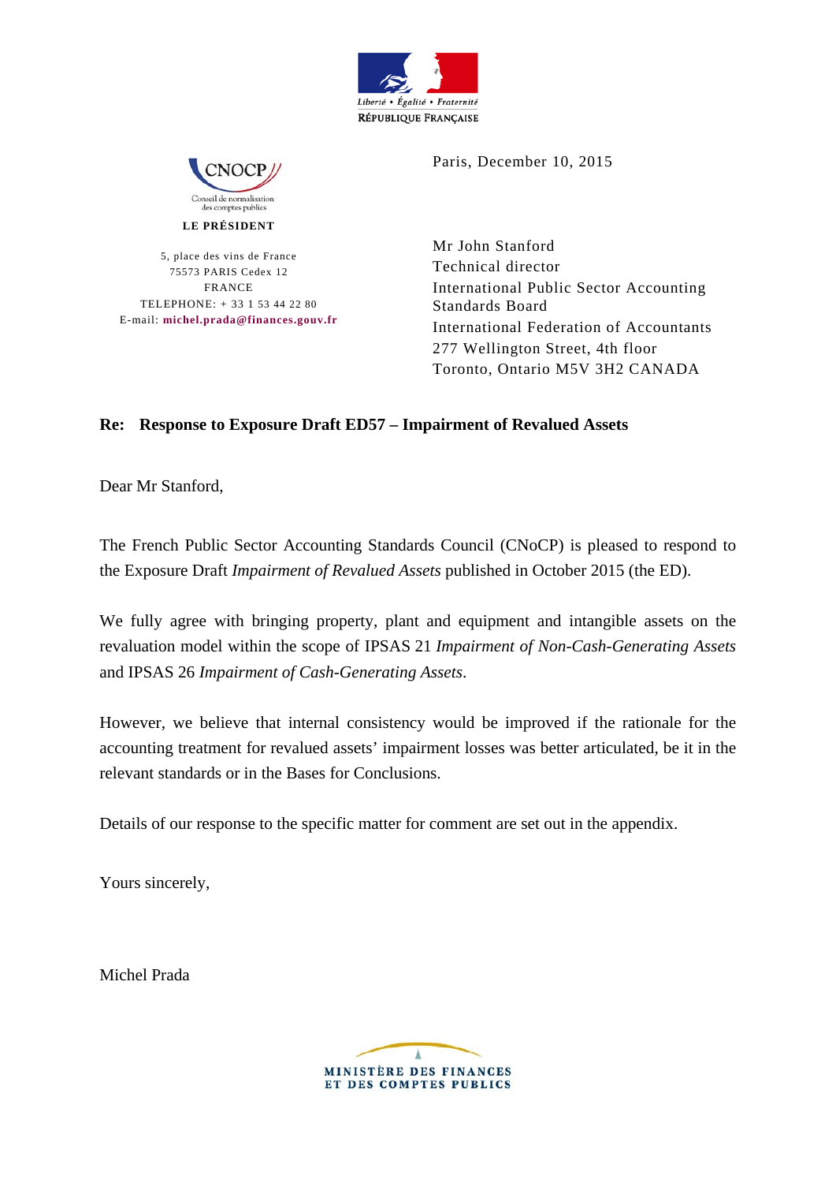Liberté • Égalité • Fraternité
RÉPUBLIQUE FRANÇAISE

CNOCP
Conseil de normalisation des comptes publics

**LE PRÉSIDENT**

5, place des vins de France
75573 PARIS Cedex 12
FRANCE
TELEPHONE: + 33 1 53 44 22 80
E-mail: **michel.prada@finances.gouv.fr**

Paris, December 10, 2015

Mr John Stanford
Technical director
International Public Sector Accounting Standards Board
International Federation of Accountants
277 Wellington Street, 4th floor
Toronto, Ontario M5V 3H2 CANADA

**Re: Response to Exposure Draft ED57 – Impairment of Revalued Assets**

Dear Mr Stanford,

The French Public Sector Accounting Standards Council (CNoCP) is pleased to respond to the Exposure Draft *Impairment of Revalued Assets* published in October 2015 (the ED).

We fully agree with bringing property, plant and equipment and intangible assets on the revaluation model within the scope of IPSAS 21 *Impairment of Non-Cash-Generating Assets* and IPSAS 26 *Impairment of Cash-Generating Assets*.

However, we believe that internal consistency would be improved if the rationale for the accounting treatment for revalued assets' impairment losses was better articulated, be it in the relevant standards or in the Bases for Conclusions.

Details of our response to the specific matter for comment are set out in the appendix.

Yours sincerely,

Michel Prada

MINISTÈRE DES FINANCES ET DES COMPTES PUBLICS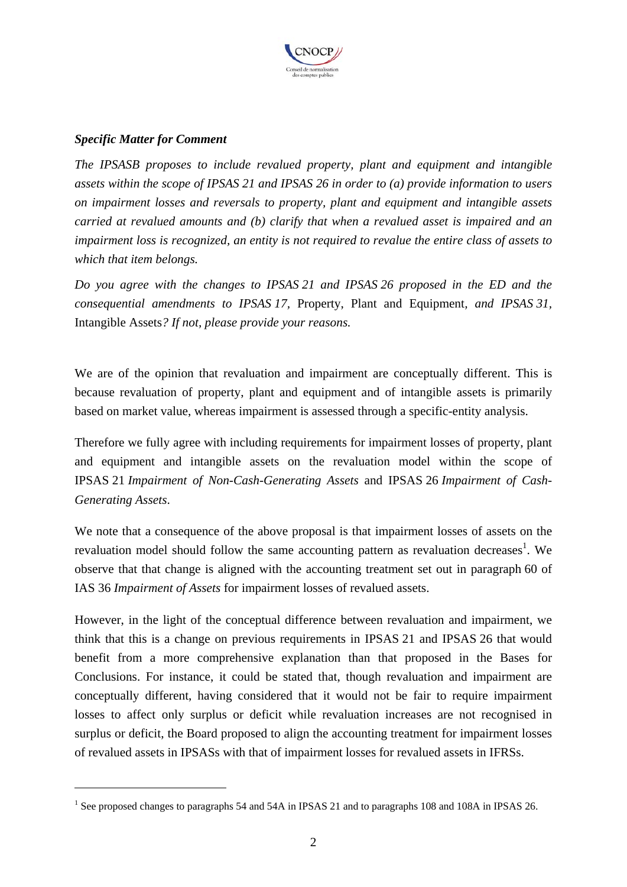***Specific Matter for Comment***

*The IPSASB proposes to include revalued property, plant and equipment and intangible assets within the scope of IPSAS 21 and IPSAS 26 in order to (a) provide information to users on impairment losses and reversals to property, plant and equipment and intangible assets carried at revalued amounts and (b) clarify that when a revalued asset is impaired and an impairment loss is recognized, an entity is not required to revalue the entire class of assets to which that item belongs.*

*Do you agree with the changes to IPSAS 21 and IPSAS 26 proposed in the ED and the consequential amendments to IPSAS 17,* Property, Plant and Equipment*, and IPSAS 31,* Intangible Assets*? If not, please provide your reasons.*

We are of the opinion that revaluation and impairment are conceptually different. This is because revaluation of property, plant and equipment and of intangible assets is primarily based on market value, whereas impairment is assessed through a specific-entity analysis.

Therefore we fully agree with including requirements for impairment losses of property, plant and equipment and intangible assets on the revaluation model within the scope of IPSAS 21 *Impairment of Non-Cash-Generating Assets* and IPSAS 26 *Impairment of Cash-Generating Assets*.

We note that a consequence of the above proposal is that impairment losses of assets on the revaluation model should follow the same accounting pattern as revaluation decreases[1]. We observe that that change is aligned with the accounting treatment set out in paragraph 60 of IAS 36 *Impairment of Assets* for impairment losses of revalued assets.

However, in the light of the conceptual difference between revaluation and impairment, we think that this is a change on previous requirements in IPSAS 21 and IPSAS 26 that would benefit from a more comprehensive explanation than that proposed in the Bases for Conclusions. For instance, it could be stated that, though revaluation and impairment are conceptually different, having considered that it would not be fair to require impairment losses to affect only surplus or deficit while revaluation increases are not recognised in surplus or deficit, the Board proposed to align the accounting treatment for impairment losses of revalued assets in IPSASs with that of impairment losses for revalued assets in IFRSs.

---

[1] See proposed changes to paragraphs 54 and 54A in IPSAS 21 and to paragraphs 108 and 108A in IPSAS 26.